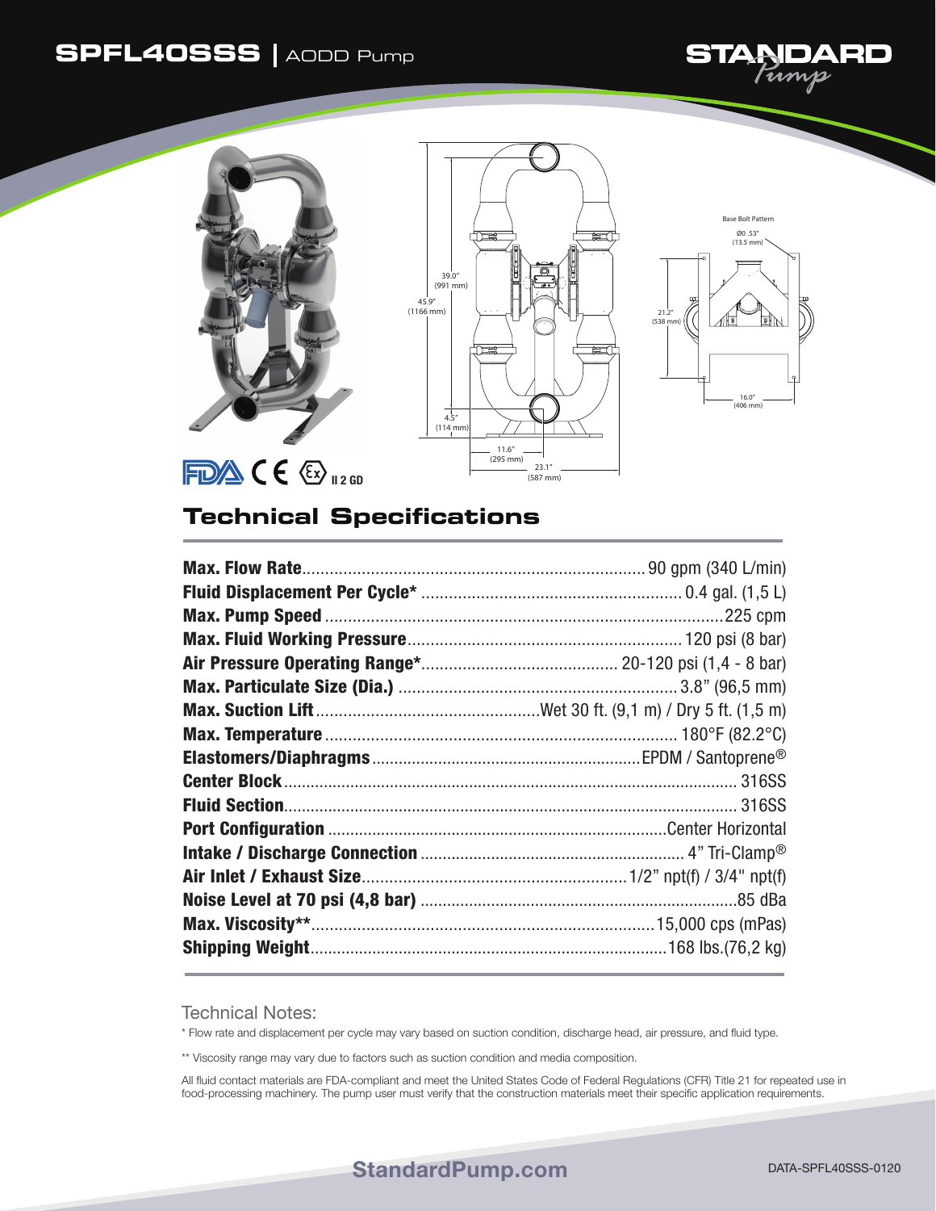# SPFL40SSS | AODD Pump

STANDARD Pump

Base Bolt Pattern

Ø0 .53" (13.5 mm)

39.0" (991 mm)

45.9" (1166 mm)

4.5" (114 mm)

11.6" (295 mm)

23.1" (587 mm)

21.2" (538 mm)

16.0" (406 mm)

FDA CE Ex II 2 GD

## Technical Specifications

| | |
|---|---|
| **Max. Flow Rate** | 90 gpm (340 L/min) |
| **Fluid Displacement Per Cycle*** | 0.4 gal. (1,5 L) |
| **Max. Pump Speed** | 225 cpm |
| **Max. Fluid Working Pressure** | 120 psi (8 bar) |
| **Air Pressure Operating Range*** | 20-120 psi (1,4 - 8 bar) |
| **Max. Particulate Size (Dia.)** | 3.8" (96,5 mm) |
| **Max. Suction Lift** | Wet 30 ft. (9,1 m) / Dry 5 ft. (1,5 m) |
| **Max. Temperature** | 180°F (82.2°C) |
| **Elastomers/Diaphragms** | EPDM / Santoprene® |
| **Center Block** | 316SS |
| **Fluid Section** | 316SS |
| **Port Configuration** | Center Horizontal |
| **Intake / Discharge Connection** | 4" Tri-Clamp® |
| **Air Inlet / Exhaust Size** | 1/2" npt(f) / 3/4" npt(f) |
| **Noise Level at 70 psi (4,8 bar)** | 85 dBa |
| **Max. Viscosity**** | 15,000 cps (mPas) |
| **Shipping Weight** | 168 lbs.(76,2 kg) |

### Technical Notes:

* Flow rate and displacement per cycle may vary based on suction condition, discharge head, air pressure, and fluid type.

** Viscosity range may vary due to factors such as suction condition and media composition.

All fluid contact materials are FDA-compliant and meet the United States Code of Federal Regulations (CFR) Title 21 for repeated use in food-processing machinery. The pump user must verify that the construction materials meet their specific application requirements.

StandardPump.com

DATA-SPFL40SSS-0120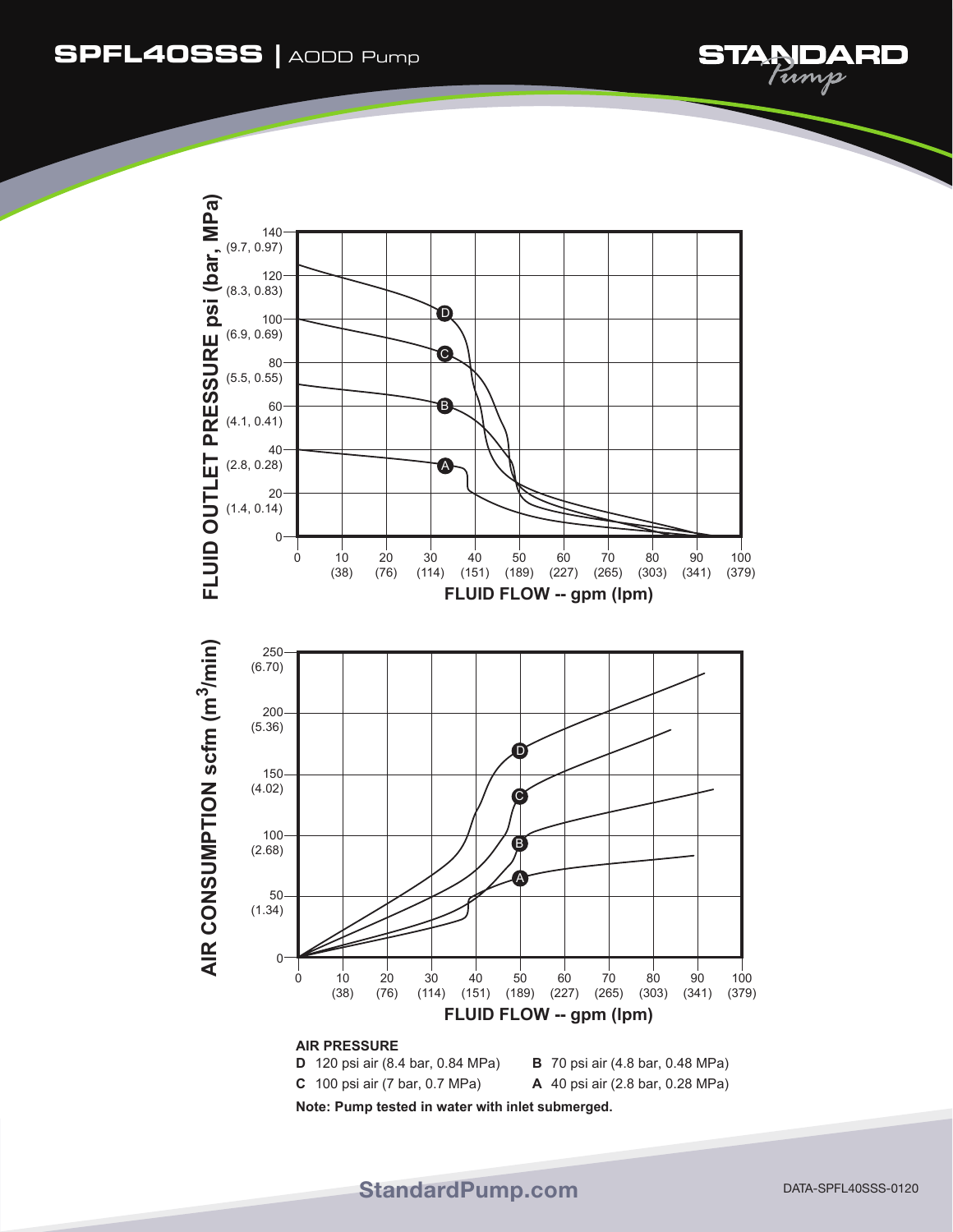# SPFL40SSS | AODD Pump

STANDARD Pump

FLUID OUTLET PRESSURE psi (bar, MPa)

140
(9.7, 0.97)
120
(8.3, 0.83)
100
(6.9, 0.69)
80
(5.5, 0.55)
60
(4.1, 0.41)
40
(2.8, 0.28)
20
(1.4, 0.14)
0

D
C
B
A

0
10 (38)
20 (76)
30 (114)
40 (151)
50 (189)
60 (227)
70 (265)
80 (303)
90 (341)
100 (379)

FLUID FLOW -- gpm (lpm)

AIR CONSUMPTION scfm ($m^3$/min)

250
(6.70)
200
(5.36)
150
(4.02)
100
(2.68)
50
(1.34)
0

D
C
B
A

0
10 (38)
20 (76)
30 (114)
40 (151)
50 (189)
60 (227)
70 (265)
80 (303)
90 (341)
100 (379)

FLUID FLOW -- gpm (lpm)

**AIR PRESSURE**

**D** 120 psi air (8.4 bar, 0.84 MPa)
**C** 100 psi air (7 bar, 0.7 MPa)
**B** 70 psi air (4.8 bar, 0.48 MPa)
**A** 40 psi air (2.8 bar, 0.28 MPa)

**Note: Pump tested in water with inlet submerged.**

StandardPump.com

DATA-SPFL40SSS-0120